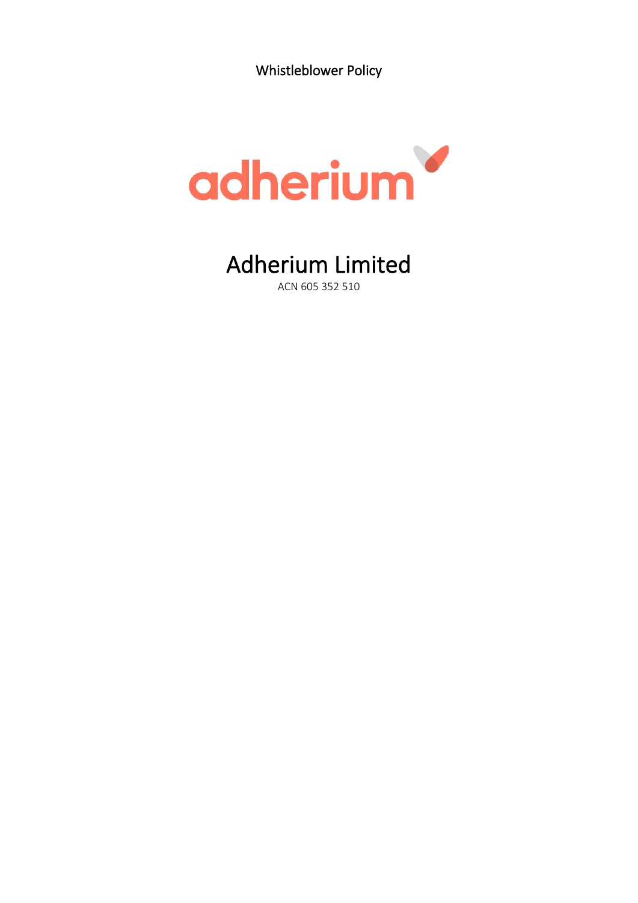Whistleblower Policy

adherium

# Adherium Limited

ACN 605 352 510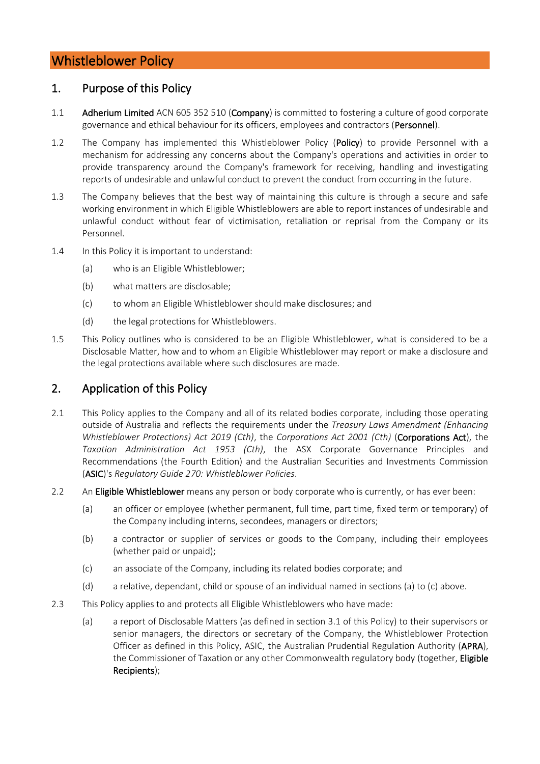# Whistleblower Policy

## 1. Purpose of this Policy

1.1 **Adherium Limited** ACN 605 352 510 (**Company**) is committed to fostering a culture of good corporate governance and ethical behaviour for its officers, employees and contractors (**Personnel**).

1.2 The Company has implemented this Whistleblower Policy (**Policy**) to provide Personnel with a mechanism for addressing any concerns about the Company's operations and activities in order to provide transparency around the Company's framework for receiving, handling and investigating reports of undesirable and unlawful conduct to prevent the conduct from occurring in the future.

1.3 The Company believes that the best way of maintaining this culture is through a secure and safe working environment in which Eligible Whistleblowers are able to report instances of undesirable and unlawful conduct without fear of victimisation, retaliation or reprisal from the Company or its Personnel.

1.4 In this Policy it is important to understand:

- (a) who is an Eligible Whistleblower;
- (b) what matters are disclosable;
- (c) to whom an Eligible Whistleblower should make disclosures; and
- (d) the legal protections for Whistleblowers.

1.5 This Policy outlines who is considered to be an Eligible Whistleblower, what is considered to be a Disclosable Matter, how and to whom an Eligible Whistleblower may report or make a disclosure and the legal protections available where such disclosures are made.

## 2. Application of this Policy

2.1 This Policy applies to the Company and all of its related bodies corporate, including those operating outside of Australia and reflects the requirements under the *Treasury Laws Amendment (Enhancing Whistleblower Protections) Act 2019 (Cth)*, the *Corporations Act 2001 (Cth)* (**Corporations Act**), the *Taxation Administration Act 1953 (Cth)*, the ASX Corporate Governance Principles and Recommendations (the Fourth Edition) and the Australian Securities and Investments Commission (**ASIC**)'s *Regulatory Guide 270: Whistleblower Policies*.

2.2 An **Eligible Whistleblower** means any person or body corporate who is currently, or has ever been:

- (a) an officer or employee (whether permanent, full time, part time, fixed term or temporary) of the Company including interns, secondees, managers or directors;
- (b) a contractor or supplier of services or goods to the Company, including their employees (whether paid or unpaid);
- (c) an associate of the Company, including its related bodies corporate; and
- (d) a relative, dependant, child or spouse of an individual named in sections (a) to (c) above.

2.3 This Policy applies to and protects all Eligible Whistleblowers who have made:

- (a) a report of Disclosable Matters (as defined in section 3.1 of this Policy) to their supervisors or senior managers, the directors or secretary of the Company, the Whistleblower Protection Officer as defined in this Policy, ASIC, the Australian Prudential Regulation Authority (**APRA**), the Commissioner of Taxation or any other Commonwealth regulatory body (together, **Eligible Recipients**);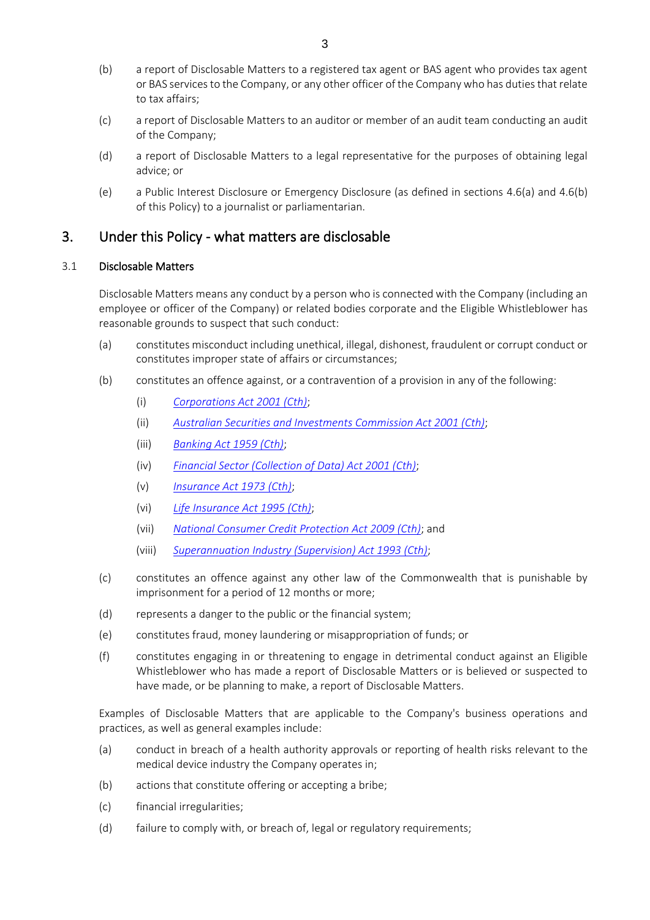(b) a report of Disclosable Matters to a registered tax agent or BAS agent who provides tax agent or BAS services to the Company, or any other officer of the Company who has duties that relate to tax affairs;

(c) a report of Disclosable Matters to an auditor or member of an audit team conducting an audit of the Company;

(d) a report of Disclosable Matters to a legal representative for the purposes of obtaining legal advice; or

(e) a Public Interest Disclosure or Emergency Disclosure (as defined in sections 4.6(a) and 4.6(b) of this Policy) to a journalist or parliamentarian.

# 3. Under this Policy - what matters are disclosable

## 3.1 Disclosable Matters

Disclosable Matters means any conduct by a person who is connected with the Company (including an employee or officer of the Company) or related bodies corporate and the Eligible Whistleblower has reasonable grounds to suspect that such conduct:

(a) constitutes misconduct including unethical, illegal, dishonest, fraudulent or corrupt conduct or constitutes improper state of affairs or circumstances;

(b) constitutes an offence against, or a contravention of a provision in any of the following:

   (i) *Corporations Act 2001 (Cth)*;

   (ii) *Australian Securities and Investments Commission Act 2001 (Cth)*;

   (iii) *Banking Act 1959 (Cth)*;

   (iv) *Financial Sector (Collection of Data) Act 2001 (Cth)*;

   (v) *Insurance Act 1973 (Cth)*;

   (vi) *Life Insurance Act 1995 (Cth)*;

   (vii) *National Consumer Credit Protection Act 2009 (Cth)*; and

   (viii) *Superannuation Industry (Supervision) Act 1993 (Cth)*;

(c) constitutes an offence against any other law of the Commonwealth that is punishable by imprisonment for a period of 12 months or more;

(d) represents a danger to the public or the financial system;

(e) constitutes fraud, money laundering or misappropriation of funds; or

(f) constitutes engaging in or threatening to engage in detrimental conduct against an Eligible Whistleblower who has made a report of Disclosable Matters or is believed or suspected to have made, or be planning to make, a report of Disclosable Matters.

Examples of Disclosable Matters that are applicable to the Company's business operations and practices, as well as general examples include:

(a) conduct in breach of a health authority approvals or reporting of health risks relevant to the medical device industry the Company operates in;

(b) actions that constitute offering or accepting a bribe;

(c) financial irregularities;

(d) failure to comply with, or breach of, legal or regulatory requirements;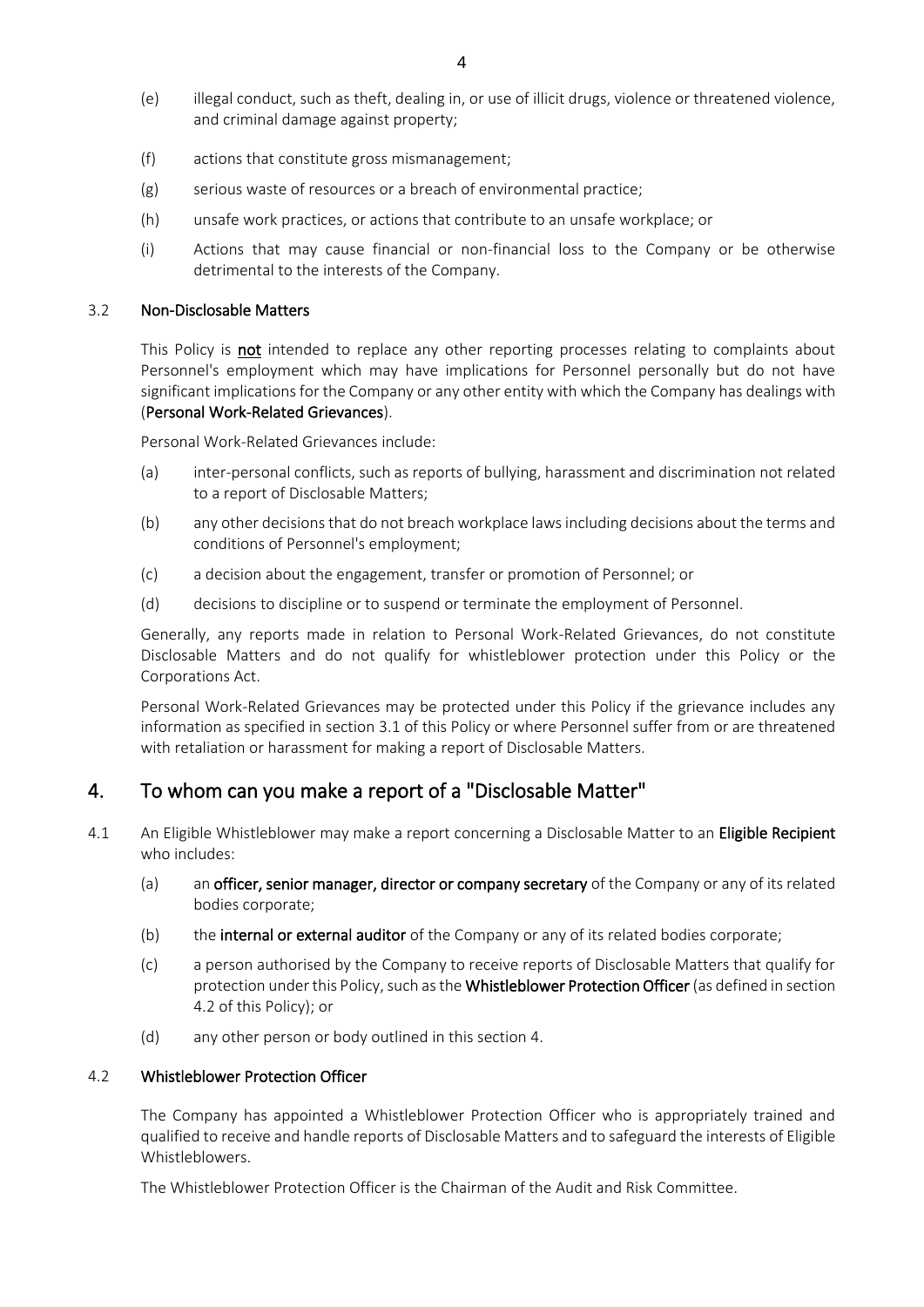(e) illegal conduct, such as theft, dealing in, or use of illicit drugs, violence or threatened violence, and criminal damage against property;

(f) actions that constitute gross mismanagement;

(g) serious waste of resources or a breach of environmental practice;

(h) unsafe work practices, or actions that contribute to an unsafe workplace; or

(i) Actions that may cause financial or non-financial loss to the Company or be otherwise detrimental to the interests of the Company.

### 3.2 Non-Disclosable Matters

This Policy is **not** intended to replace any other reporting processes relating to complaints about Personnel's employment which may have implications for Personnel personally but do not have significant implications for the Company or any other entity with which the Company has dealings with (**Personal Work-Related Grievances**).

Personal Work-Related Grievances include:

(a) inter-personal conflicts, such as reports of bullying, harassment and discrimination not related to a report of Disclosable Matters;

(b) any other decisions that do not breach workplace laws including decisions about the terms and conditions of Personnel's employment;

(c) a decision about the engagement, transfer or promotion of Personnel; or

(d) decisions to discipline or to suspend or terminate the employment of Personnel.

Generally, any reports made in relation to Personal Work-Related Grievances, do not constitute Disclosable Matters and do not qualify for whistleblower protection under this Policy or the Corporations Act.

Personal Work-Related Grievances may be protected under this Policy if the grievance includes any information as specified in section 3.1 of this Policy or where Personnel suffer from or are threatened with retaliation or harassment for making a report of Disclosable Matters.

## 4. To whom can you make a report of a "Disclosable Matter"

4.1 An Eligible Whistleblower may make a report concerning a Disclosable Matter to an **Eligible Recipient** who includes:

(a) an **officer, senior manager, director or company secretary** of the Company or any of its related bodies corporate;

(b) the **internal or external auditor** of the Company or any of its related bodies corporate;

(c) a person authorised by the Company to receive reports of Disclosable Matters that qualify for protection under this Policy, such as the **Whistleblower Protection Officer** (as defined in section 4.2 of this Policy); or

(d) any other person or body outlined in this section 4.

### 4.2 Whistleblower Protection Officer

The Company has appointed a Whistleblower Protection Officer who is appropriately trained and qualified to receive and handle reports of Disclosable Matters and to safeguard the interests of Eligible Whistleblowers.

The Whistleblower Protection Officer is the Chairman of the Audit and Risk Committee.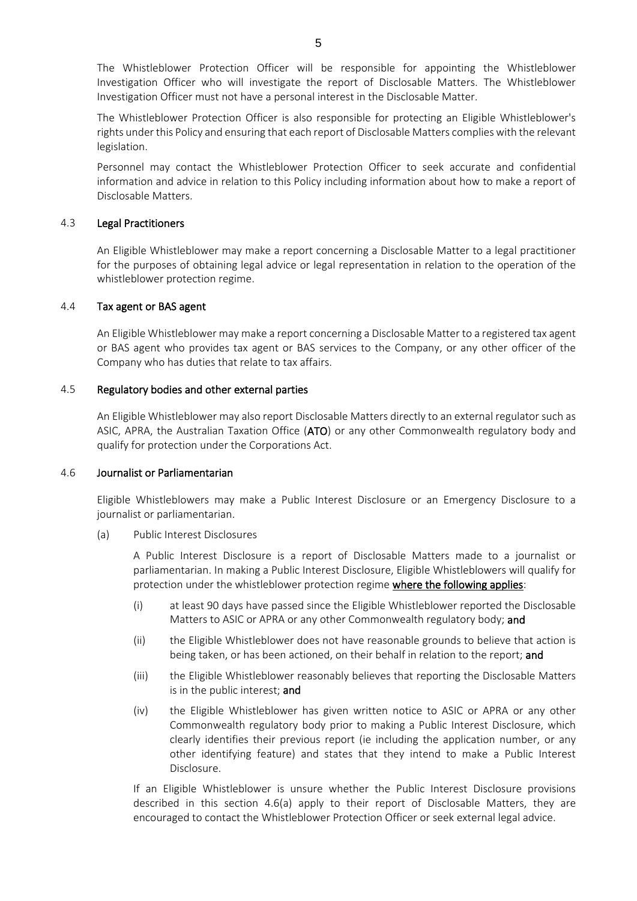The Whistleblower Protection Officer will be responsible for appointing the Whistleblower Investigation Officer who will investigate the report of Disclosable Matters. The Whistleblower Investigation Officer must not have a personal interest in the Disclosable Matter.

The Whistleblower Protection Officer is also responsible for protecting an Eligible Whistleblower's rights under this Policy and ensuring that each report of Disclosable Matters complies with the relevant legislation.

Personnel may contact the Whistleblower Protection Officer to seek accurate and confidential information and advice in relation to this Policy including information about how to make a report of Disclosable Matters.

### 4.3 Legal Practitioners

An Eligible Whistleblower may make a report concerning a Disclosable Matter to a legal practitioner for the purposes of obtaining legal advice or legal representation in relation to the operation of the whistleblower protection regime.

### 4.4 Tax agent or BAS agent

An Eligible Whistleblower may make a report concerning a Disclosable Matter to a registered tax agent or BAS agent who provides tax agent or BAS services to the Company, or any other officer of the Company who has duties that relate to tax affairs.

### 4.5 Regulatory bodies and other external parties

An Eligible Whistleblower may also report Disclosable Matters directly to an external regulator such as ASIC, APRA, the Australian Taxation Office (**ATO**) or any other Commonwealth regulatory body and qualify for protection under the Corporations Act.

### 4.6 Journalist or Parliamentarian

Eligible Whistleblowers may make a Public Interest Disclosure or an Emergency Disclosure to a journalist or parliamentarian.

(a) Public Interest Disclosures

A Public Interest Disclosure is a report of Disclosable Matters made to a journalist or parliamentarian. In making a Public Interest Disclosure, Eligible Whistleblowers will qualify for protection under the whistleblower protection regime **where the following applies**:

(i) at least 90 days have passed since the Eligible Whistleblower reported the Disclosable Matters to ASIC or APRA or any other Commonwealth regulatory body; **and**

(ii) the Eligible Whistleblower does not have reasonable grounds to believe that action is being taken, or has been actioned, on their behalf in relation to the report; **and**

(iii) the Eligible Whistleblower reasonably believes that reporting the Disclosable Matters is in the public interest; **and**

(iv) the Eligible Whistleblower has given written notice to ASIC or APRA or any other Commonwealth regulatory body prior to making a Public Interest Disclosure, which clearly identifies their previous report (ie including the application number, or any other identifying feature) and states that they intend to make a Public Interest Disclosure.

If an Eligible Whistleblower is unsure whether the Public Interest Disclosure provisions described in this section 4.6(a) apply to their report of Disclosable Matters, they are encouraged to contact the Whistleblower Protection Officer or seek external legal advice.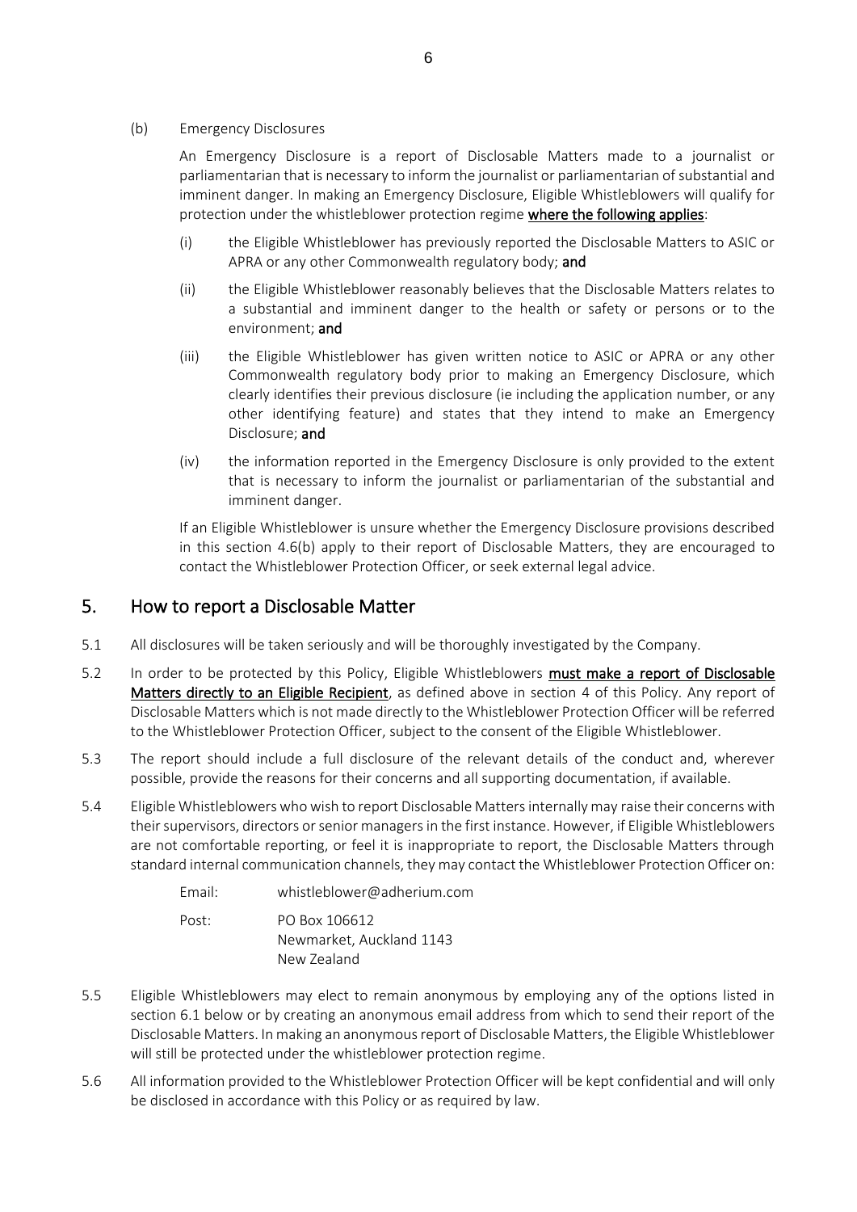(b) Emergency Disclosures

An Emergency Disclosure is a report of Disclosable Matters made to a journalist or parliamentarian that is necessary to inform the journalist or parliamentarian of substantial and imminent danger. In making an Emergency Disclosure, Eligible Whistleblowers will qualify for protection under the whistleblower protection regime **where the following applies**:

(i) the Eligible Whistleblower has previously reported the Disclosable Matters to ASIC or APRA or any other Commonwealth regulatory body; **and**

(ii) the Eligible Whistleblower reasonably believes that the Disclosable Matters relates to a substantial and imminent danger to the health or safety or persons or to the environment; **and**

(iii) the Eligible Whistleblower has given written notice to ASIC or APRA or any other Commonwealth regulatory body prior to making an Emergency Disclosure, which clearly identifies their previous disclosure (ie including the application number, or any other identifying feature) and states that they intend to make an Emergency Disclosure; **and**

(iv) the information reported in the Emergency Disclosure is only provided to the extent that is necessary to inform the journalist or parliamentarian of the substantial and imminent danger.

If an Eligible Whistleblower is unsure whether the Emergency Disclosure provisions described in this section 4.6(b) apply to their report of Disclosable Matters, they are encouraged to contact the Whistleblower Protection Officer, or seek external legal advice.

## 5. How to report a Disclosable Matter

5.1 All disclosures will be taken seriously and will be thoroughly investigated by the Company.

5.2 In order to be protected by this Policy, Eligible Whistleblowers **must make a report of Disclosable Matters directly to an Eligible Recipient**, as defined above in section 4 of this Policy. Any report of Disclosable Matters which is not made directly to the Whistleblower Protection Officer will be referred to the Whistleblower Protection Officer, subject to the consent of the Eligible Whistleblower.

5.3 The report should include a full disclosure of the relevant details of the conduct and, wherever possible, provide the reasons for their concerns and all supporting documentation, if available.

5.4 Eligible Whistleblowers who wish to report Disclosable Matters internally may raise their concerns with their supervisors, directors or senior managers in the first instance. However, if Eligible Whistleblowers are not comfortable reporting, or feel it is inappropriate to report, the Disclosable Matters through standard internal communication channels, they may contact the Whistleblower Protection Officer on:

Email: whistleblower@adherium.com

Post: PO Box 106612
Newmarket, Auckland 1143
New Zealand

5.5 Eligible Whistleblowers may elect to remain anonymous by employing any of the options listed in section 6.1 below or by creating an anonymous email address from which to send their report of the Disclosable Matters. In making an anonymous report of Disclosable Matters, the Eligible Whistleblower will still be protected under the whistleblower protection regime.

5.6 All information provided to the Whistleblower Protection Officer will be kept confidential and will only be disclosed in accordance with this Policy or as required by law.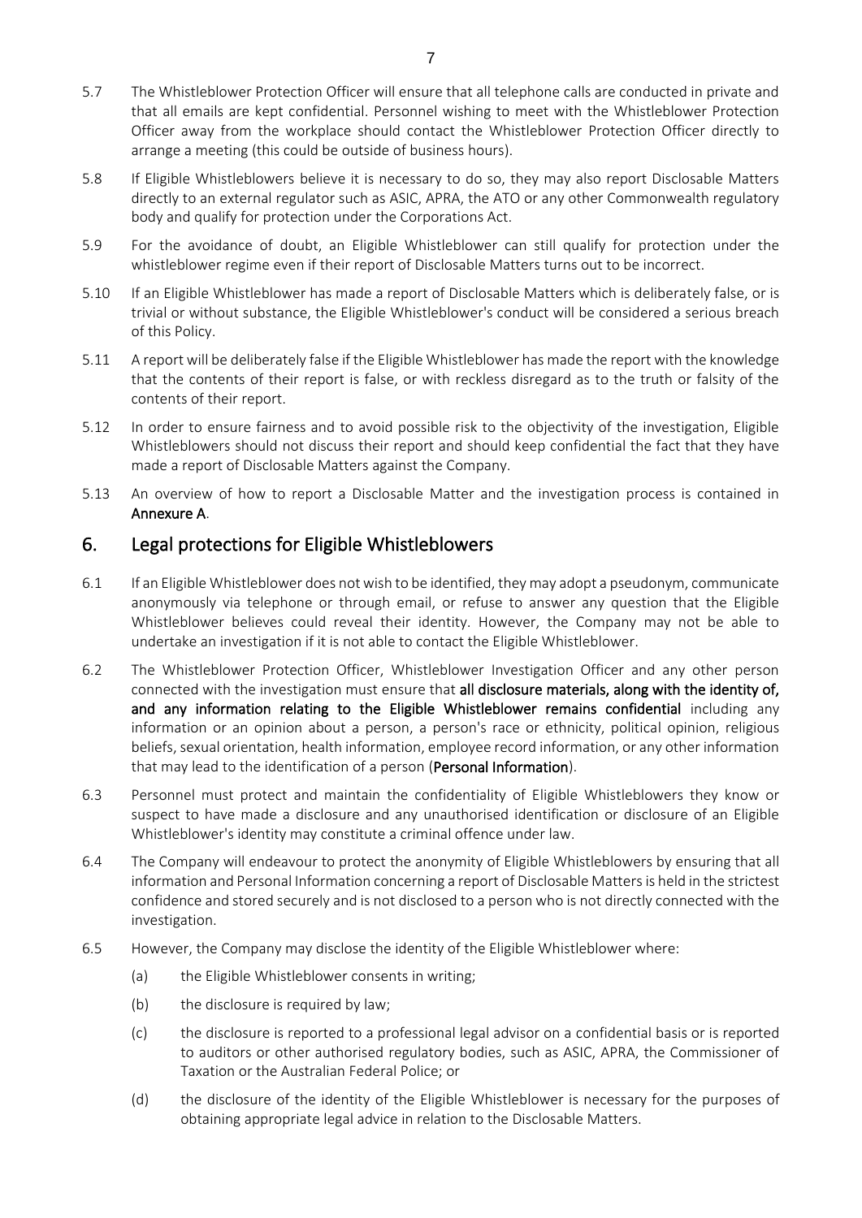5.7 The Whistleblower Protection Officer will ensure that all telephone calls are conducted in private and that all emails are kept confidential. Personnel wishing to meet with the Whistleblower Protection Officer away from the workplace should contact the Whistleblower Protection Officer directly to arrange a meeting (this could be outside of business hours).

5.8 If Eligible Whistleblowers believe it is necessary to do so, they may also report Disclosable Matters directly to an external regulator such as ASIC, APRA, the ATO or any other Commonwealth regulatory body and qualify for protection under the Corporations Act.

5.9 For the avoidance of doubt, an Eligible Whistleblower can still qualify for protection under the whistleblower regime even if their report of Disclosable Matters turns out to be incorrect.

5.10 If an Eligible Whistleblower has made a report of Disclosable Matters which is deliberately false, or is trivial or without substance, the Eligible Whistleblower's conduct will be considered a serious breach of this Policy.

5.11 A report will be deliberately false if the Eligible Whistleblower has made the report with the knowledge that the contents of their report is false, or with reckless disregard as to the truth or falsity of the contents of their report.

5.12 In order to ensure fairness and to avoid possible risk to the objectivity of the investigation, Eligible Whistleblowers should not discuss their report and should keep confidential the fact that they have made a report of Disclosable Matters against the Company.

5.13 An overview of how to report a Disclosable Matter and the investigation process is contained in **Annexure A**.

## 6. Legal protections for Eligible Whistleblowers

6.1 If an Eligible Whistleblower does not wish to be identified, they may adopt a pseudonym, communicate anonymously via telephone or through email, or refuse to answer any question that the Eligible Whistleblower believes could reveal their identity. However, the Company may not be able to undertake an investigation if it is not able to contact the Eligible Whistleblower.

6.2 The Whistleblower Protection Officer, Whistleblower Investigation Officer and any other person connected with the investigation must ensure that **all disclosure materials, along with the identity of, and any information relating to the Eligible Whistleblower remains confidential** including any information or an opinion about a person, a person's race or ethnicity, political opinion, religious beliefs, sexual orientation, health information, employee record information, or any other information that may lead to the identification of a person (**Personal Information**).

6.3 Personnel must protect and maintain the confidentiality of Eligible Whistleblowers they know or suspect to have made a disclosure and any unauthorised identification or disclosure of an Eligible Whistleblower's identity may constitute a criminal offence under law.

6.4 The Company will endeavour to protect the anonymity of Eligible Whistleblowers by ensuring that all information and Personal Information concerning a report of Disclosable Matters is held in the strictest confidence and stored securely and is not disclosed to a person who is not directly connected with the investigation.

6.5 However, the Company may disclose the identity of the Eligible Whistleblower where:

(a) the Eligible Whistleblower consents in writing;

(b) the disclosure is required by law;

(c) the disclosure is reported to a professional legal advisor on a confidential basis or is reported to auditors or other authorised regulatory bodies, such as ASIC, APRA, the Commissioner of Taxation or the Australian Federal Police; or

(d) the disclosure of the identity of the Eligible Whistleblower is necessary for the purposes of obtaining appropriate legal advice in relation to the Disclosable Matters.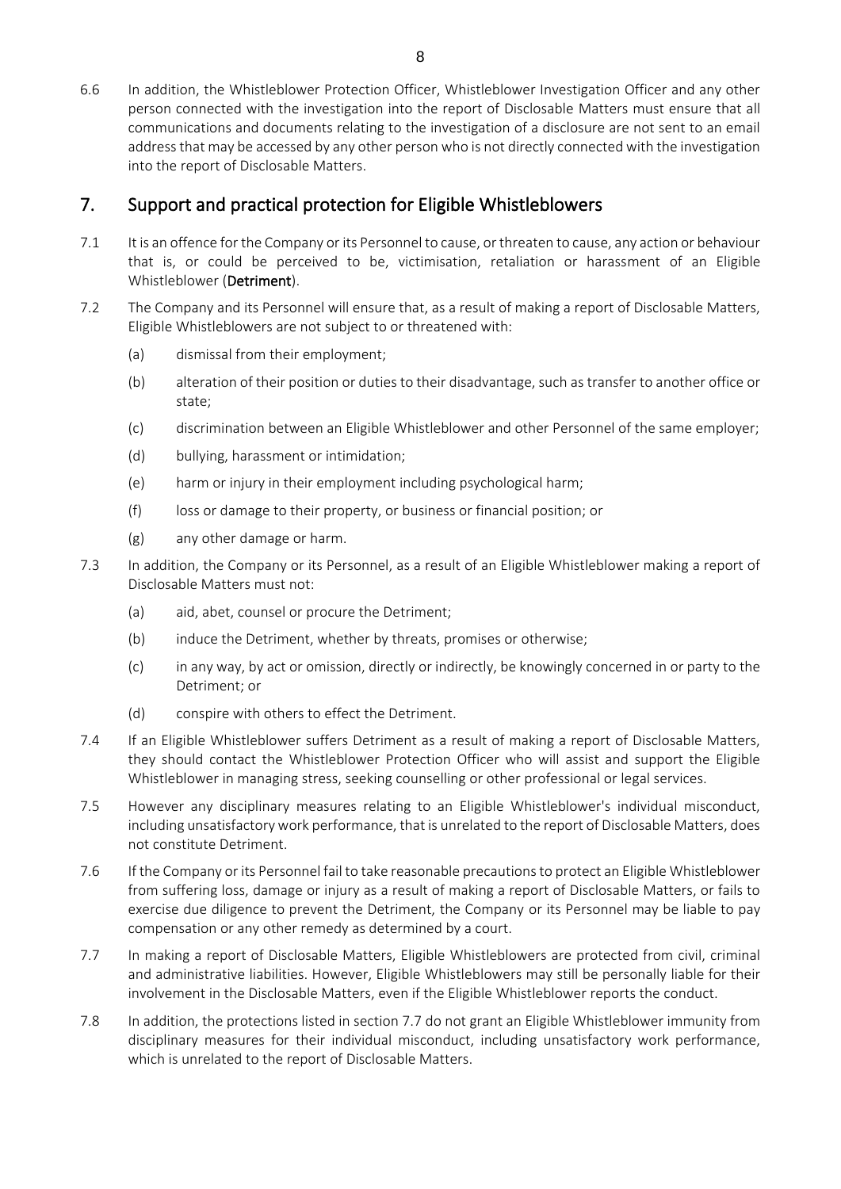6.6 In addition, the Whistleblower Protection Officer, Whistleblower Investigation Officer and any other person connected with the investigation into the report of Disclosable Matters must ensure that all communications and documents relating to the investigation of a disclosure are not sent to an email address that may be accessed by any other person who is not directly connected with the investigation into the report of Disclosable Matters.

## 7. Support and practical protection for Eligible Whistleblowers

7.1 It is an offence for the Company or its Personnel to cause, or threaten to cause, any action or behaviour that is, or could be perceived to be, victimisation, retaliation or harassment of an Eligible Whistleblower (**Detriment**).

7.2 The Company and its Personnel will ensure that, as a result of making a report of Disclosable Matters, Eligible Whistleblowers are not subject to or threatened with:

- (a) dismissal from their employment;
- (b) alteration of their position or duties to their disadvantage, such as transfer to another office or state;
- (c) discrimination between an Eligible Whistleblower and other Personnel of the same employer;
- (d) bullying, harassment or intimidation;
- (e) harm or injury in their employment including psychological harm;
- (f) loss or damage to their property, or business or financial position; or
- (g) any other damage or harm.

7.3 In addition, the Company or its Personnel, as a result of an Eligible Whistleblower making a report of Disclosable Matters must not:

- (a) aid, abet, counsel or procure the Detriment;
- (b) induce the Detriment, whether by threats, promises or otherwise;
- (c) in any way, by act or omission, directly or indirectly, be knowingly concerned in or party to the Detriment; or
- (d) conspire with others to effect the Detriment.

7.4 If an Eligible Whistleblower suffers Detriment as a result of making a report of Disclosable Matters, they should contact the Whistleblower Protection Officer who will assist and support the Eligible Whistleblower in managing stress, seeking counselling or other professional or legal services.

7.5 However any disciplinary measures relating to an Eligible Whistleblower's individual misconduct, including unsatisfactory work performance, that is unrelated to the report of Disclosable Matters, does not constitute Detriment.

7.6 If the Company or its Personnel fail to take reasonable precautions to protect an Eligible Whistleblower from suffering loss, damage or injury as a result of making a report of Disclosable Matters, or fails to exercise due diligence to prevent the Detriment, the Company or its Personnel may be liable to pay compensation or any other remedy as determined by a court.

7.7 In making a report of Disclosable Matters, Eligible Whistleblowers are protected from civil, criminal and administrative liabilities. However, Eligible Whistleblowers may still be personally liable for their involvement in the Disclosable Matters, even if the Eligible Whistleblower reports the conduct.

7.8 In addition, the protections listed in section 7.7 do not grant an Eligible Whistleblower immunity from disciplinary measures for their individual misconduct, including unsatisfactory work performance, which is unrelated to the report of Disclosable Matters.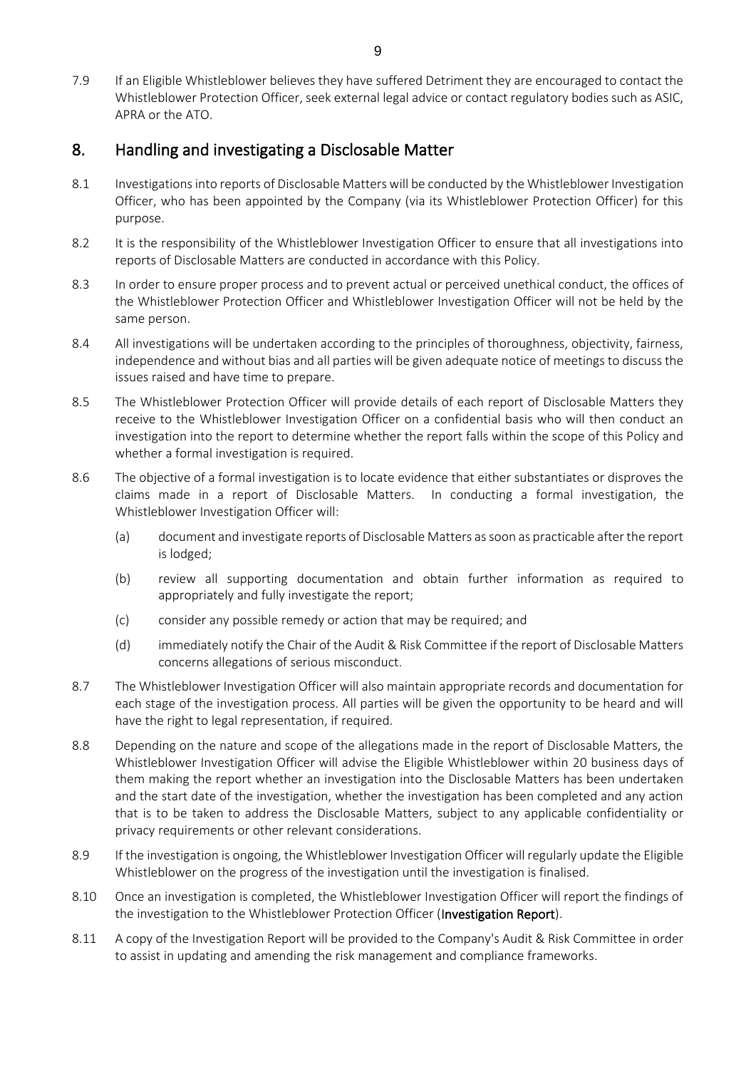7.9 If an Eligible Whistleblower believes they have suffered Detriment they are encouraged to contact the Whistleblower Protection Officer, seek external legal advice or contact regulatory bodies such as ASIC, APRA or the ATO.

## 8. Handling and investigating a Disclosable Matter

8.1 Investigations into reports of Disclosable Matters will be conducted by the Whistleblower Investigation Officer, who has been appointed by the Company (via its Whistleblower Protection Officer) for this purpose.

8.2 It is the responsibility of the Whistleblower Investigation Officer to ensure that all investigations into reports of Disclosable Matters are conducted in accordance with this Policy.

8.3 In order to ensure proper process and to prevent actual or perceived unethical conduct, the offices of the Whistleblower Protection Officer and Whistleblower Investigation Officer will not be held by the same person.

8.4 All investigations will be undertaken according to the principles of thoroughness, objectivity, fairness, independence and without bias and all parties will be given adequate notice of meetings to discuss the issues raised and have time to prepare.

8.5 The Whistleblower Protection Officer will provide details of each report of Disclosable Matters they receive to the Whistleblower Investigation Officer on a confidential basis who will then conduct an investigation into the report to determine whether the report falls within the scope of this Policy and whether a formal investigation is required.

8.6 The objective of a formal investigation is to locate evidence that either substantiates or disproves the claims made in a report of Disclosable Matters. In conducting a formal investigation, the Whistleblower Investigation Officer will:

(a) document and investigate reports of Disclosable Matters as soon as practicable after the report is lodged;

(b) review all supporting documentation and obtain further information as required to appropriately and fully investigate the report;

(c) consider any possible remedy or action that may be required; and

(d) immediately notify the Chair of the Audit & Risk Committee if the report of Disclosable Matters concerns allegations of serious misconduct.

8.7 The Whistleblower Investigation Officer will also maintain appropriate records and documentation for each stage of the investigation process. All parties will be given the opportunity to be heard and will have the right to legal representation, if required.

8.8 Depending on the nature and scope of the allegations made in the report of Disclosable Matters, the Whistleblower Investigation Officer will advise the Eligible Whistleblower within 20 business days of them making the report whether an investigation into the Disclosable Matters has been undertaken and the start date of the investigation, whether the investigation has been completed and any action that is to be taken to address the Disclosable Matters, subject to any applicable confidentiality or privacy requirements or other relevant considerations.

8.9 If the investigation is ongoing, the Whistleblower Investigation Officer will regularly update the Eligible Whistleblower on the progress of the investigation until the investigation is finalised.

8.10 Once an investigation is completed, the Whistleblower Investigation Officer will report the findings of the investigation to the Whistleblower Protection Officer (**Investigation Report**).

8.11 A copy of the Investigation Report will be provided to the Company's Audit & Risk Committee in order to assist in updating and amending the risk management and compliance frameworks.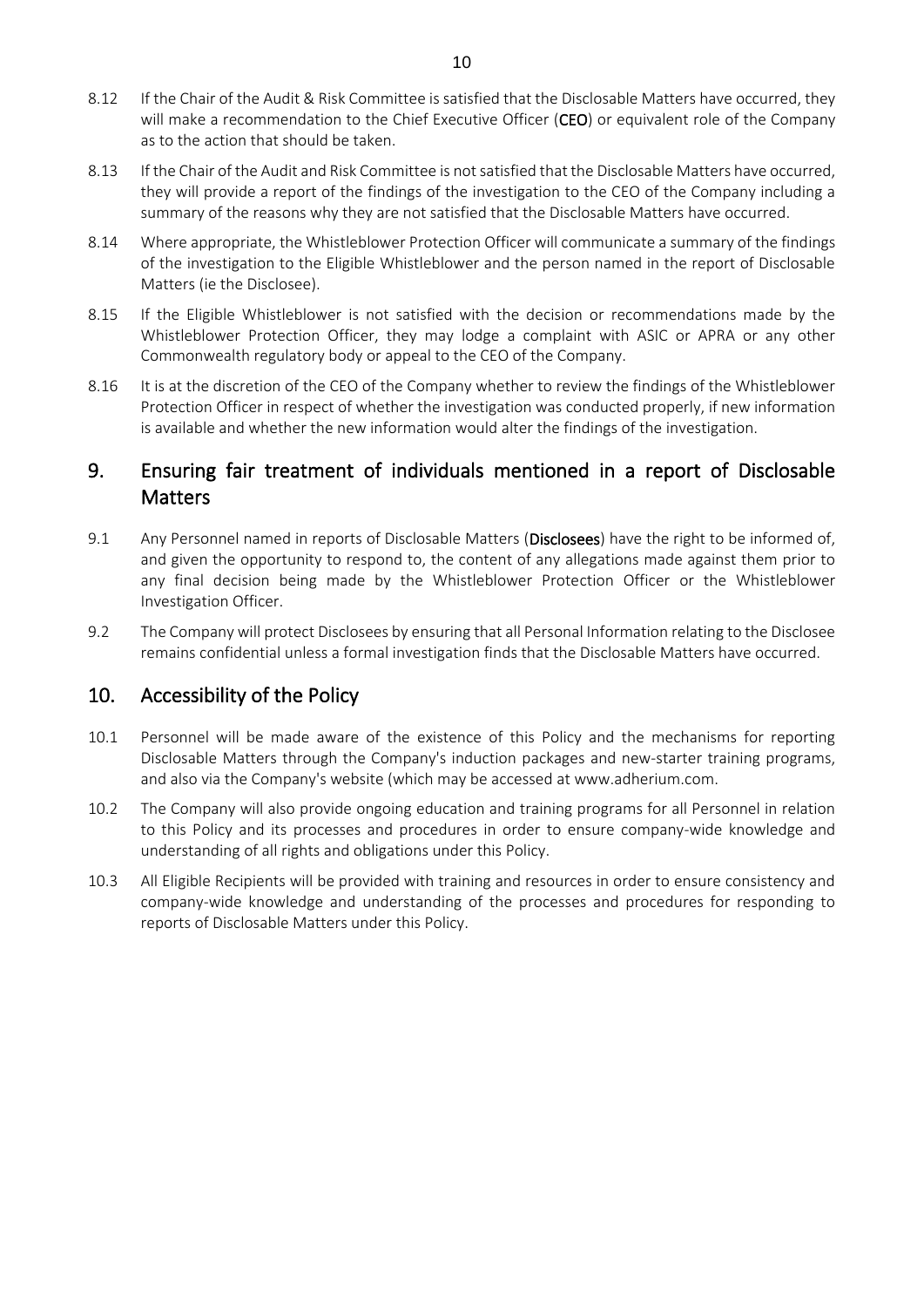8.12 If the Chair of the Audit & Risk Committee is satisfied that the Disclosable Matters have occurred, they will make a recommendation to the Chief Executive Officer (**CEO**) or equivalent role of the Company as to the action that should be taken.

8.13 If the Chair of the Audit and Risk Committee is not satisfied that the Disclosable Matters have occurred, they will provide a report of the findings of the investigation to the CEO of the Company including a summary of the reasons why they are not satisfied that the Disclosable Matters have occurred.

8.14 Where appropriate, the Whistleblower Protection Officer will communicate a summary of the findings of the investigation to the Eligible Whistleblower and the person named in the report of Disclosable Matters (ie the Disclosee).

8.15 If the Eligible Whistleblower is not satisfied with the decision or recommendations made by the Whistleblower Protection Officer, they may lodge a complaint with ASIC or APRA or any other Commonwealth regulatory body or appeal to the CEO of the Company.

8.16 It is at the discretion of the CEO of the Company whether to review the findings of the Whistleblower Protection Officer in respect of whether the investigation was conducted properly, if new information is available and whether the new information would alter the findings of the investigation.

## 9. Ensuring fair treatment of individuals mentioned in a report of Disclosable Matters

9.1 Any Personnel named in reports of Disclosable Matters (**Disclosees**) have the right to be informed of, and given the opportunity to respond to, the content of any allegations made against them prior to any final decision being made by the Whistleblower Protection Officer or the Whistleblower Investigation Officer.

9.2 The Company will protect Disclosees by ensuring that all Personal Information relating to the Disclosee remains confidential unless a formal investigation finds that the Disclosable Matters have occurred.

## 10. Accessibility of the Policy

10.1 Personnel will be made aware of the existence of this Policy and the mechanisms for reporting Disclosable Matters through the Company's induction packages and new-starter training programs, and also via the Company's website (which may be accessed at www.adherium.com.

10.2 The Company will also provide ongoing education and training programs for all Personnel in relation to this Policy and its processes and procedures in order to ensure company-wide knowledge and understanding of all rights and obligations under this Policy.

10.3 All Eligible Recipients will be provided with training and resources in order to ensure consistency and company-wide knowledge and understanding of the processes and procedures for responding to reports of Disclosable Matters under this Policy.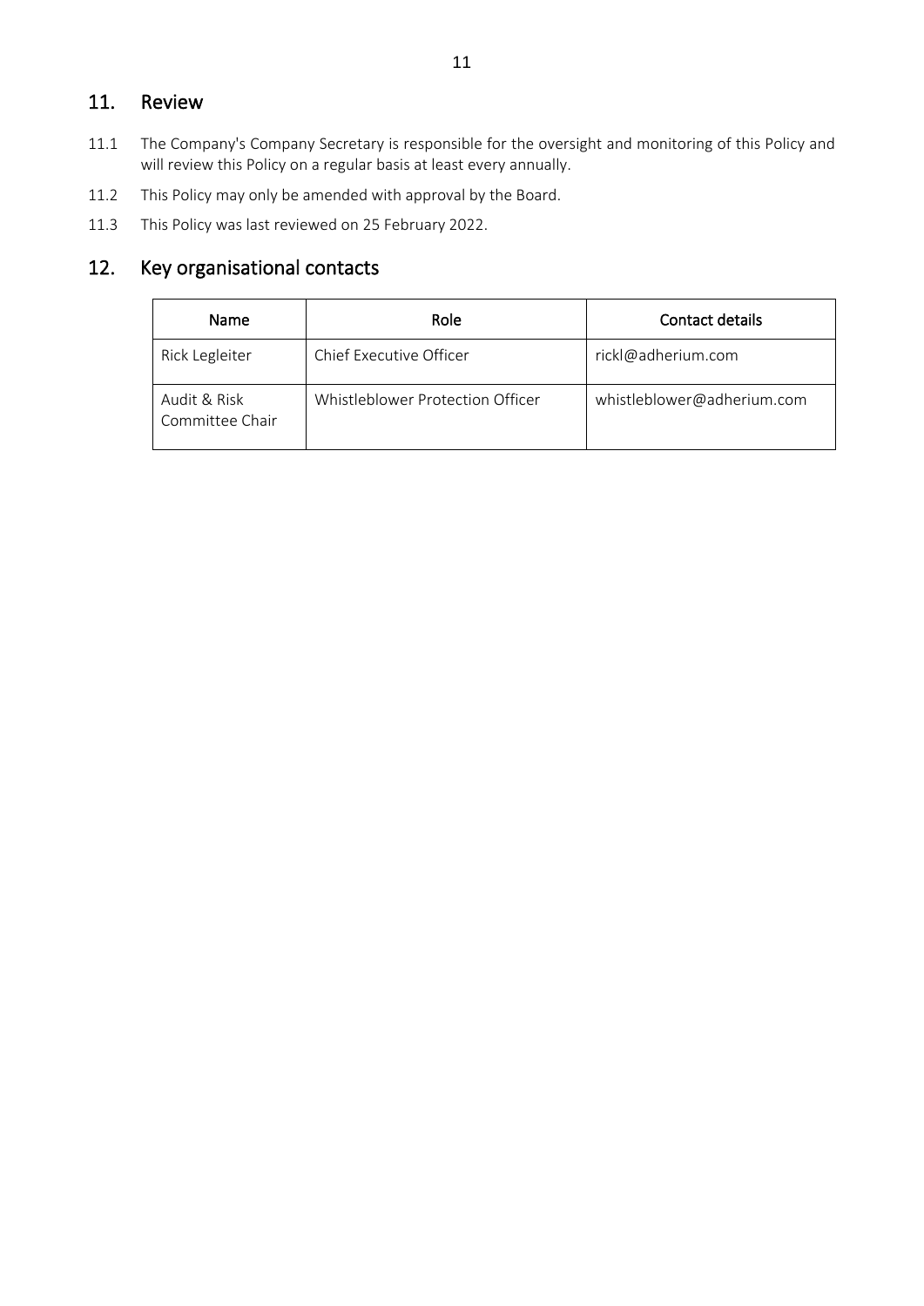## 11. Review

11.1 The Company's Company Secretary is responsible for the oversight and monitoring of this Policy and will review this Policy on a regular basis at least every annually.

11.2 This Policy may only be amended with approval by the Board.

11.3 This Policy was last reviewed on 25 February 2022.

## 12. Key organisational contacts

| Name | Role | Contact details |
|---|---|---|
| Rick Legleiter | Chief Executive Officer | rickl@adherium.com |
| Audit & Risk Committee Chair | Whistleblower Protection Officer | whistleblower@adherium.com |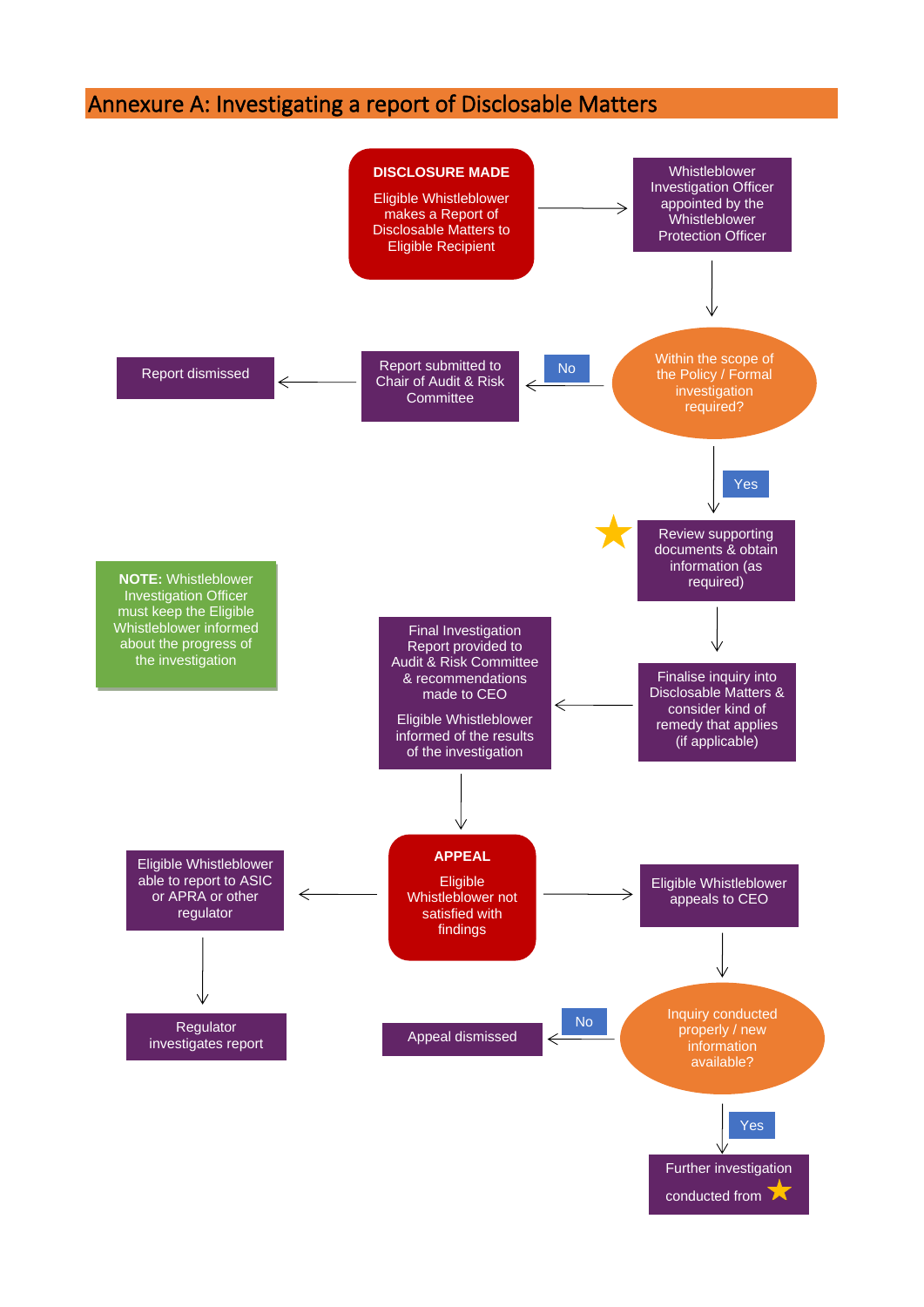## Annexure A: Investigating a report of Disclosable Matters

**DISCLOSURE MADE**

Eligible Whistleblower makes a Report of Disclosable Matters to Eligible Recipient

Whistleblower Investigation Officer appointed by the Whistleblower Protection Officer

Within the scope of the Policy / Formal investigation required?

No

Report submitted to Chair of Audit & Risk Committee

Report dismissed

Yes

★ Review supporting documents & obtain information (as required)

**NOTE:** Whistleblower Investigation Officer must keep the Eligible Whistleblower informed about the progress of the investigation

Finalise inquiry into Disclosable Matters & consider kind of remedy that applies (if applicable)

Final Investigation Report provided to Audit & Risk Committee & recommendations made to CEO

Eligible Whistleblower informed of the results of the investigation

**APPEAL**

Eligible Whistleblower not satisfied with findings

Eligible Whistleblower able to report to ASIC or APRA or other regulator

Regulator investigates report

Eligible Whistleblower appeals to CEO

Inquiry conducted properly / new information available?

No

Appeal dismissed

Yes

Further investigation conducted from ★